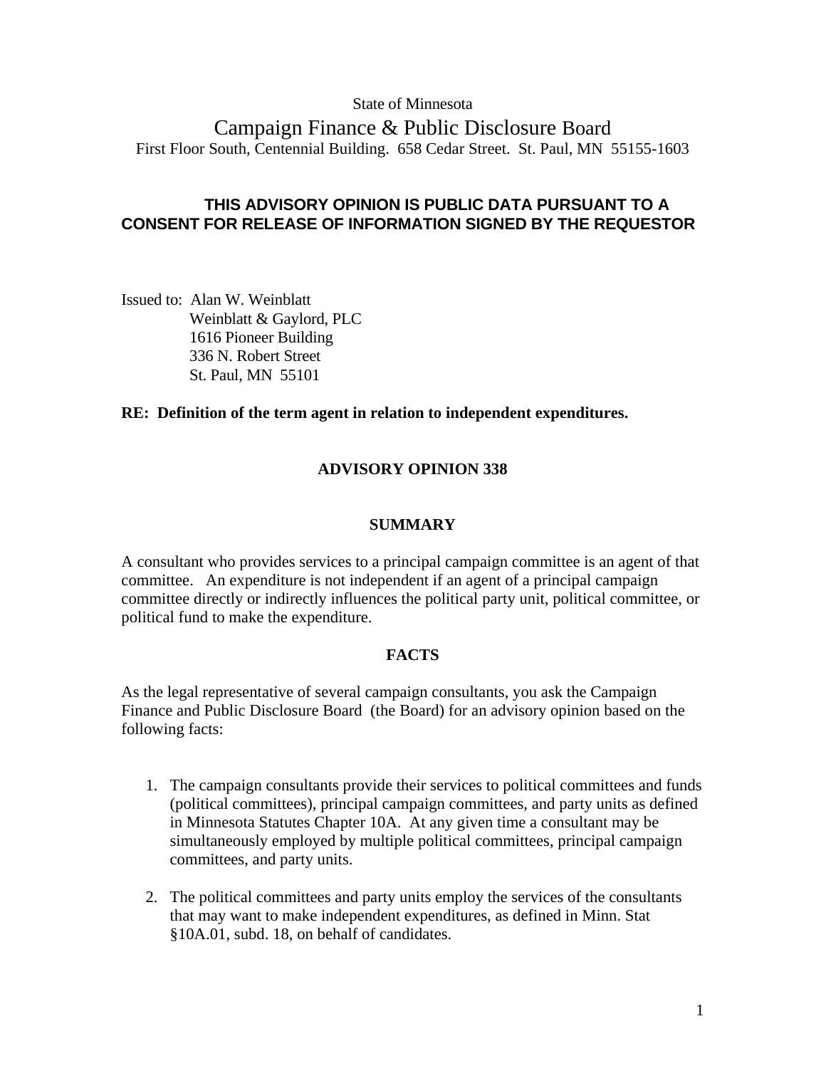State of Minnesota

# Campaign Finance & Public Disclosure Board

First Floor South, Centennial Building. 658 Cedar Street. St. Paul, MN 55155-1603

**THIS ADVISORY OPINION IS PUBLIC DATA PURSUANT TO A CONSENT FOR RELEASE OF INFORMATION SIGNED BY THE REQUESTOR**

Issued to: Alan W. Weinblatt
Weinblatt & Gaylord, PLC
1616 Pioneer Building
336 N. Robert Street
St. Paul, MN 55101

**RE: Definition of the term agent in relation to independent expenditures.**

## ADVISORY OPINION 338

### SUMMARY

A consultant who provides services to a principal campaign committee is an agent of that committee. An expenditure is not independent if an agent of a principal campaign committee directly or indirectly influences the political party unit, political committee, or political fund to make the expenditure.

### FACTS

As the legal representative of several campaign consultants, you ask the Campaign Finance and Public Disclosure Board (the Board) for an advisory opinion based on the following facts:

1. The campaign consultants provide their services to political committees and funds (political committees), principal campaign committees, and party units as defined in Minnesota Statutes Chapter 10A. At any given time a consultant may be simultaneously employed by multiple political committees, principal campaign committees, and party units.

2. The political committees and party units employ the services of the consultants that may want to make independent expenditures, as defined in Minn. Stat §10A.01, subd. 18, on behalf of candidates.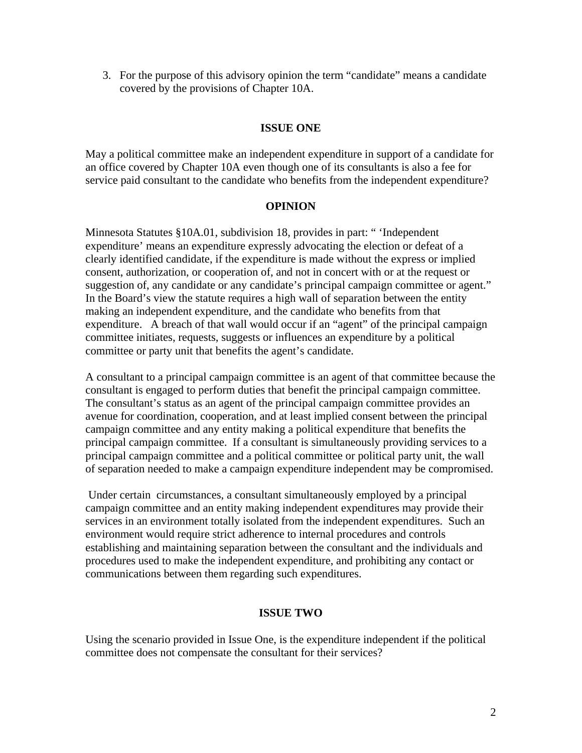3. For the purpose of this advisory opinion the term “candidate” means a candidate covered by the provisions of Chapter 10A.

## ISSUE ONE

May a political committee make an independent expenditure in support of a candidate for an office covered by Chapter 10A even though one of its consultants is also a fee for service paid consultant to the candidate who benefits from the independent expenditure?

## OPINION

Minnesota Statutes §10A.01, subdivision 18, provides in part: “ ‘Independent expenditure’ means an expenditure expressly advocating the election or defeat of a clearly identified candidate, if the expenditure is made without the express or implied consent, authorization, or cooperation of, and not in concert with or at the request or suggestion of, any candidate or any candidate’s principal campaign committee or agent.” In the Board’s view the statute requires a high wall of separation between the entity making an independent expenditure, and the candidate who benefits from that expenditure. A breach of that wall would occur if an “agent” of the principal campaign committee initiates, requests, suggests or influences an expenditure by a political committee or party unit that benefits the agent’s candidate.

A consultant to a principal campaign committee is an agent of that committee because the consultant is engaged to perform duties that benefit the principal campaign committee. The consultant’s status as an agent of the principal campaign committee provides an avenue for coordination, cooperation, and at least implied consent between the principal campaign committee and any entity making a political expenditure that benefits the principal campaign committee. If a consultant is simultaneously providing services to a principal campaign committee and a political committee or political party unit, the wall of separation needed to make a campaign expenditure independent may be compromised.

Under certain circumstances, a consultant simultaneously employed by a principal campaign committee and an entity making independent expenditures may provide their services in an environment totally isolated from the independent expenditures. Such an environment would require strict adherence to internal procedures and controls establishing and maintaining separation between the consultant and the individuals and procedures used to make the independent expenditure, and prohibiting any contact or communications between them regarding such expenditures.

## ISSUE TWO

Using the scenario provided in Issue One, is the expenditure independent if the political committee does not compensate the consultant for their services?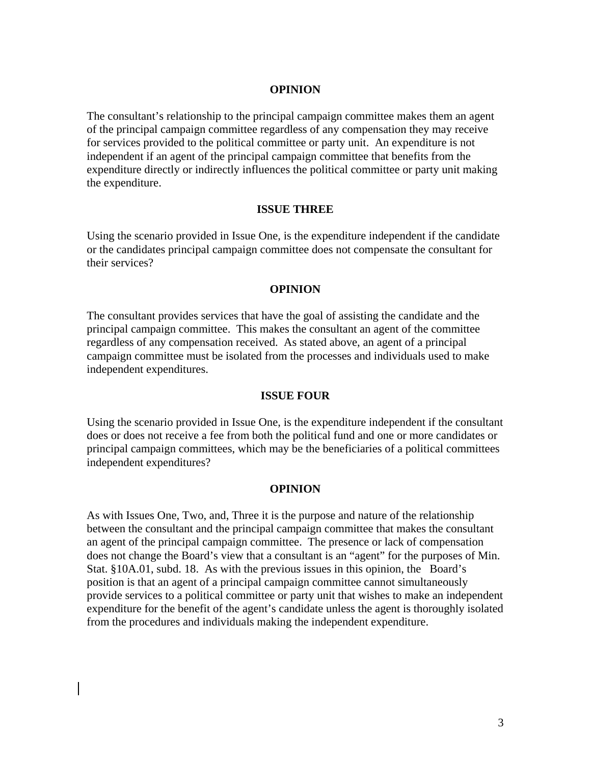**OPINION**

The consultant's relationship to the principal campaign committee makes them an agent of the principal campaign committee regardless of any compensation they may receive for services provided to the political committee or party unit. An expenditure is not independent if an agent of the principal campaign committee that benefits from the expenditure directly or indirectly influences the political committee or party unit making the expenditure.

**ISSUE THREE**

Using the scenario provided in Issue One, is the expenditure independent if the candidate or the candidates principal campaign committee does not compensate the consultant for their services?

**OPINION**

The consultant provides services that have the goal of assisting the candidate and the principal campaign committee. This makes the consultant an agent of the committee regardless of any compensation received. As stated above, an agent of a principal campaign committee must be isolated from the processes and individuals used to make independent expenditures.

**ISSUE FOUR**

Using the scenario provided in Issue One, is the expenditure independent if the consultant does or does not receive a fee from both the political fund and one or more candidates or principal campaign committees, which may be the beneficiaries of a political committees independent expenditures?

**OPINION**

As with Issues One, Two, and, Three it is the purpose and nature of the relationship between the consultant and the principal campaign committee that makes the consultant an agent of the principal campaign committee. The presence or lack of compensation does not change the Board's view that a consultant is an "agent" for the purposes of Min. Stat. §10A.01, subd. 18. As with the previous issues in this opinion, the Board's position is that an agent of a principal campaign committee cannot simultaneously provide services to a political committee or party unit that wishes to make an independent expenditure for the benefit of the agent's candidate unless the agent is thoroughly isolated from the procedures and individuals making the independent expenditure.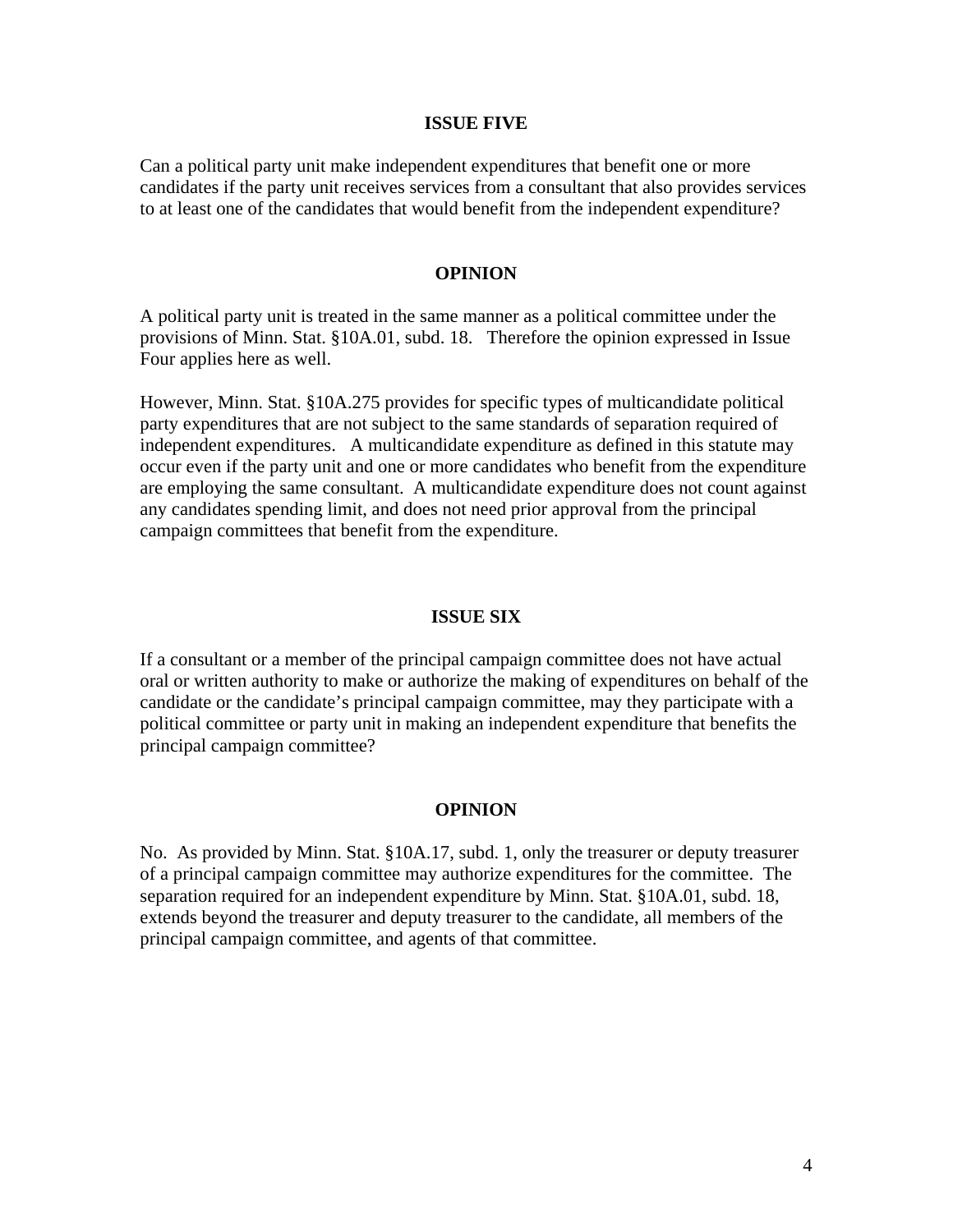## ISSUE FIVE

Can a political party unit make independent expenditures that benefit one or more candidates if the party unit receives services from a consultant that also provides services to at least one of the candidates that would benefit from the independent expenditure?

## OPINION

A political party unit is treated in the same manner as a political committee under the provisions of Minn. Stat. §10A.01, subd. 18. Therefore the opinion expressed in Issue Four applies here as well.

However, Minn. Stat. §10A.275 provides for specific types of multicandidate political party expenditures that are not subject to the same standards of separation required of independent expenditures. A multicandidate expenditure as defined in this statute may occur even if the party unit and one or more candidates who benefit from the expenditure are employing the same consultant. A multicandidate expenditure does not count against any candidates spending limit, and does not need prior approval from the principal campaign committees that benefit from the expenditure.

## ISSUE SIX

If a consultant or a member of the principal campaign committee does not have actual oral or written authority to make or authorize the making of expenditures on behalf of the candidate or the candidate's principal campaign committee, may they participate with a political committee or party unit in making an independent expenditure that benefits the principal campaign committee?

## OPINION

No. As provided by Minn. Stat. §10A.17, subd. 1, only the treasurer or deputy treasurer of a principal campaign committee may authorize expenditures for the committee. The separation required for an independent expenditure by Minn. Stat. §10A.01, subd. 18, extends beyond the treasurer and deputy treasurer to the candidate, all members of the principal campaign committee, and agents of that committee.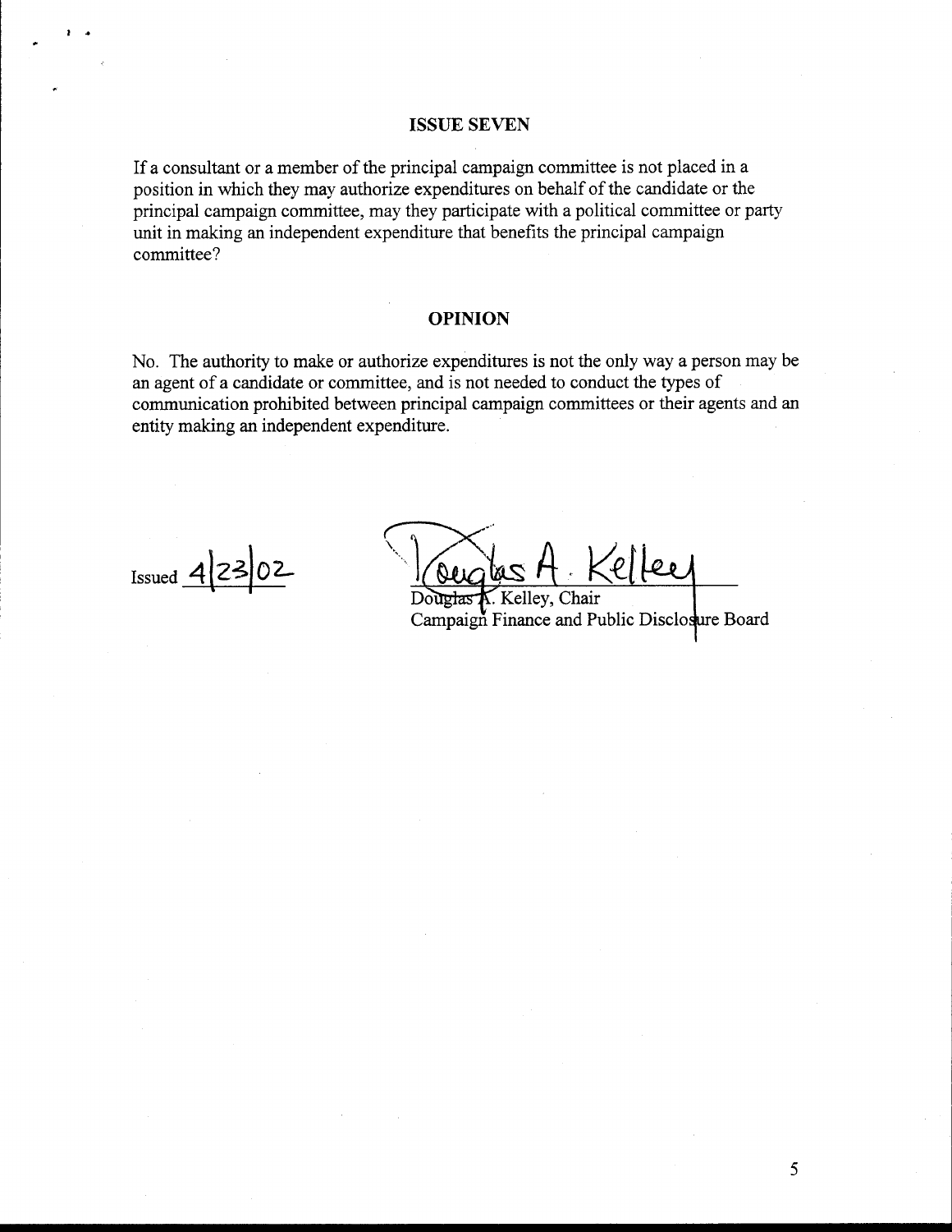## ISSUE SEVEN

If a consultant or a member of the principal campaign committee is not placed in a position in which they may authorize expenditures on behalf of the candidate or the principal campaign committee, may they participate with a political committee or party unit in making an independent expenditure that benefits the principal campaign committee?

## OPINION

No. The authority to make or authorize expenditures is not the only way a person may be an agent of a candidate or committee, and is not needed to conduct the types of communication prohibited between principal campaign committees or their agents and an entity making an independent expenditure.

Issued 4/23/02

Douglas A. Kelley

Douglas A. Kelley, Chair
Campaign Finance and Public Disclosure Board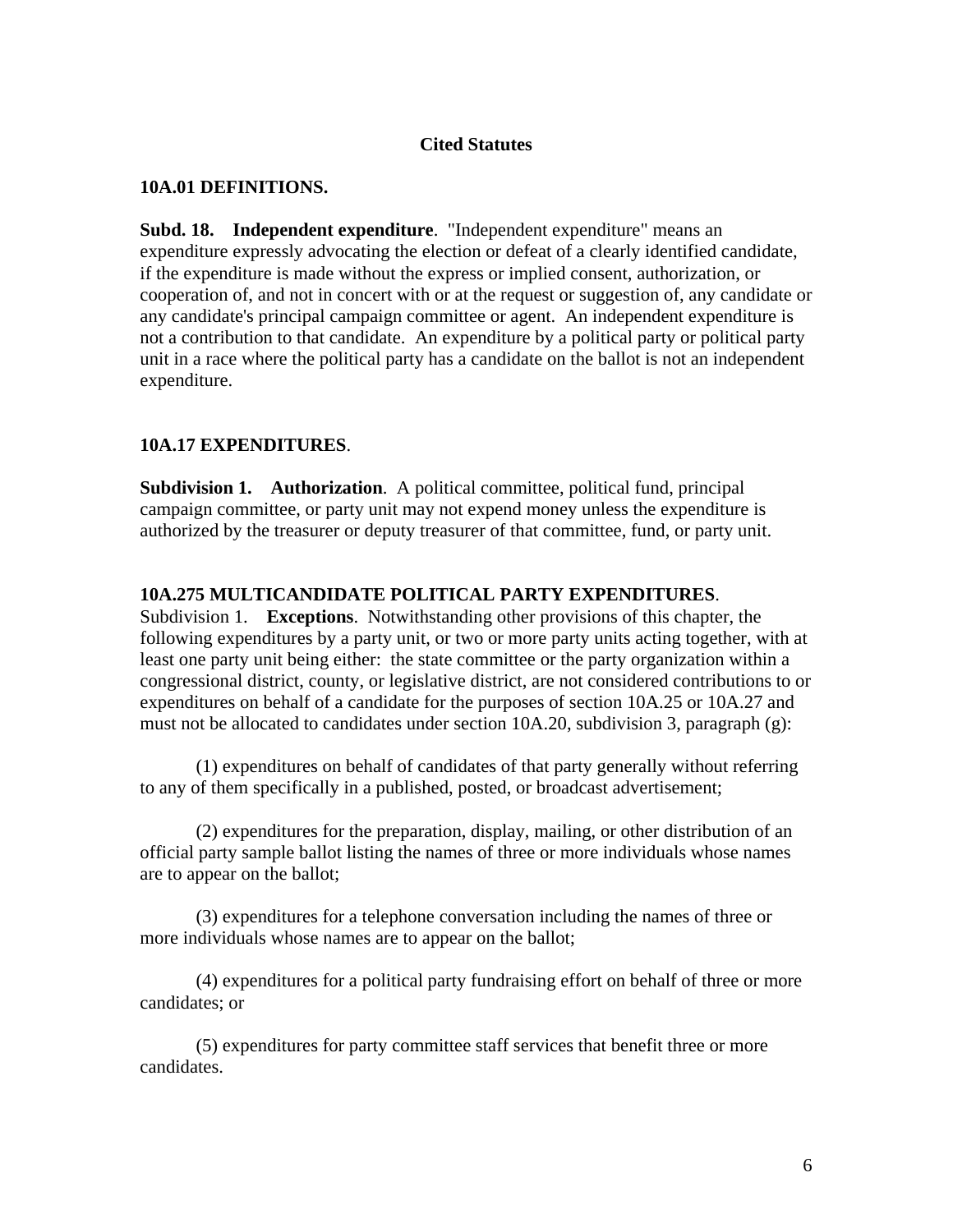## Cited Statutes

### 10A.01 DEFINITIONS.

**Subd. 18. Independent expenditure**. "Independent expenditure" means an expenditure expressly advocating the election or defeat of a clearly identified candidate, if the expenditure is made without the express or implied consent, authorization, or cooperation of, and not in concert with or at the request or suggestion of, any candidate or any candidate's principal campaign committee or agent. An independent expenditure is not a contribution to that candidate. An expenditure by a political party or political party unit in a race where the political party has a candidate on the ballot is not an independent expenditure.

### 10A.17 EXPENDITURES.

**Subdivision 1. Authorization**. A political committee, political fund, principal campaign committee, or party unit may not expend money unless the expenditure is authorized by the treasurer or deputy treasurer of that committee, fund, or party unit.

### 10A.275 MULTICANDIDATE POLITICAL PARTY EXPENDITURES.

Subdivision 1. **Exceptions**. Notwithstanding other provisions of this chapter, the following expenditures by a party unit, or two or more party units acting together, with at least one party unit being either: the state committee or the party organization within a congressional district, county, or legislative district, are not considered contributions to or expenditures on behalf of a candidate for the purposes of section 10A.25 or 10A.27 and must not be allocated to candidates under section 10A.20, subdivision 3, paragraph (g):

(1) expenditures on behalf of candidates of that party generally without referring to any of them specifically in a published, posted, or broadcast advertisement;

(2) expenditures for the preparation, display, mailing, or other distribution of an official party sample ballot listing the names of three or more individuals whose names are to appear on the ballot;

(3) expenditures for a telephone conversation including the names of three or more individuals whose names are to appear on the ballot;

(4) expenditures for a political party fundraising effort on behalf of three or more candidates; or

(5) expenditures for party committee staff services that benefit three or more candidates.